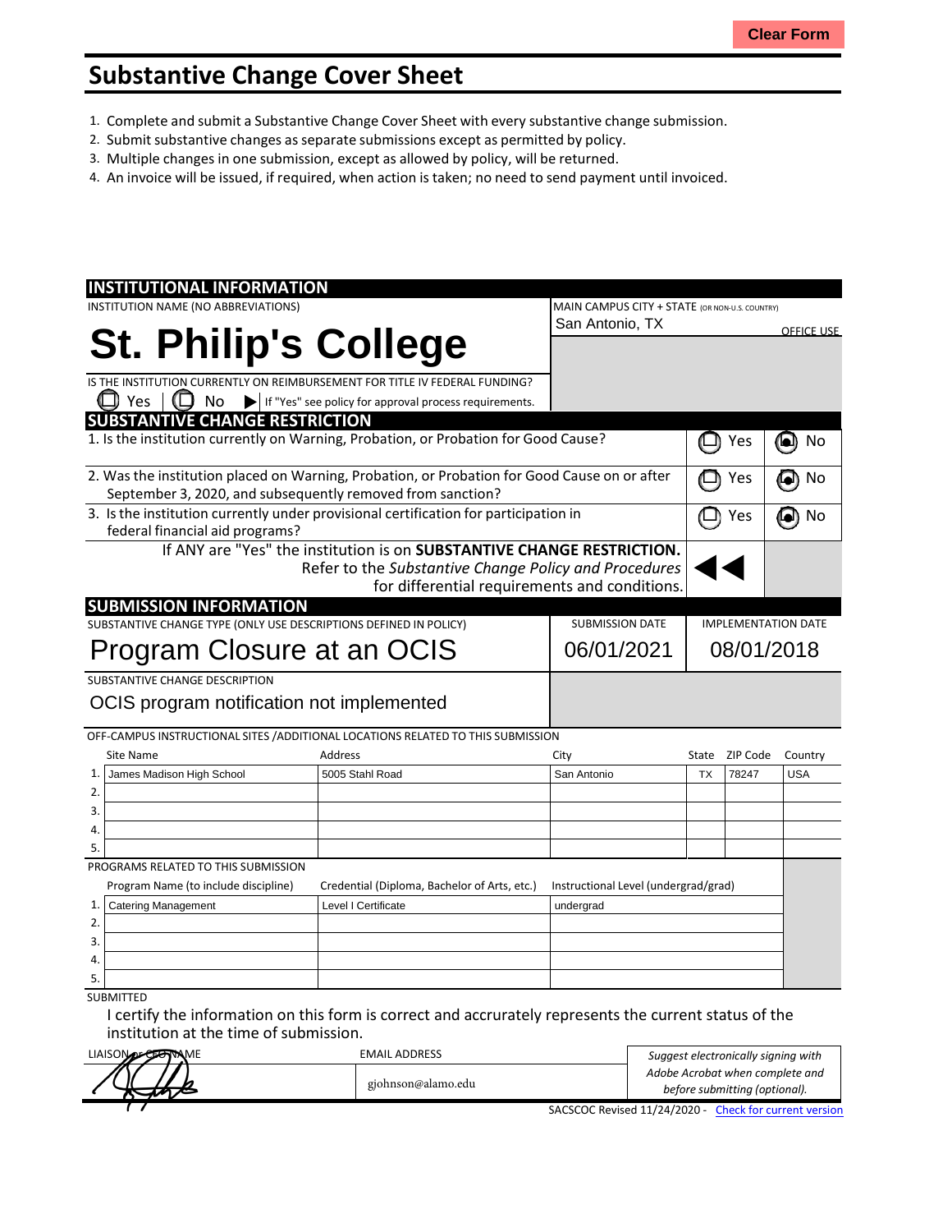# Substantive Change Cover Sheet

1. Complete and submit a Substantive Change Cover Sheet with every substantive change submission.
2. Submit substantive changes as separate submissions except as permitted by policy.
3. Multiple changes in one submission, except as allowed by policy, will be returned.
4. An invoice will be issued, if required, when action is taken; no need to send payment until invoiced.

## INSTITUTIONAL INFORMATION

INSTITUTION NAME (NO ABBREVIATIONS)

**St. Philip's College**

MAIN CAMPUS CITY + STATE (OR NON-U.S. COUNTRY)

San Antonio, TX

OFFICE USE

IS THE INSTITUTION CURRENTLY ON REIMBURSEMENT FOR TITLE IV FEDERAL FUNDING?

☐ Yes ☐ No ▶ If "Yes" see policy for approval process requirements.

## SUBSTANTIVE CHANGE RESTRICTION

| Question | Yes | No |
|---|---|---|
| 1. Is the institution currently on Warning, Probation, or Probation for Good Cause? | ☐ | ☒ |
| 2. Was the institution placed on Warning, Probation, or Probation for Good Cause on or after September 3, 2020, and subsequently removed from sanction? | ☐ | ☒ |
| 3. Is the institution currently under provisional certification for participation in federal financial aid programs? | ☐ | ☒ |

If ANY are "Yes" the institution is on **SUBSTANTIVE CHANGE RESTRICTION.** Refer to the *Substantive Change Policy and Procedures* for differential requirements and conditions.

## SUBMISSION INFORMATION

| SUBSTANTIVE CHANGE TYPE (ONLY USE DESCRIPTIONS DEFINED IN POLICY) | SUBMISSION DATE | IMPLEMENTATION DATE |
|---|---|---|
| Program Closure at an OCIS | 06/01/2021 | 08/01/2018 |

SUBSTANTIVE CHANGE DESCRIPTION

OCIS program notification not implemented

OFF-CAMPUS INSTRUCTIONAL SITES /ADDITIONAL LOCATIONS RELATED TO THIS SUBMISSION

| | Site Name | Address | City | State | ZIP Code | Country |
|---|---|---|---|---|---|---|
| 1. | James Madison High School | 5005 Stahl Road | San Antonio | TX | 78247 | USA |
| 2. | | | | | | |
| 3. | | | | | | |
| 4. | | | | | | |
| 5. | | | | | | |

PROGRAMS RELATED TO THIS SUBMISSION

| | Program Name (to include discipline) | Credential (Diploma, Bachelor of Arts, etc.) | Instructional Level (undergrad/grad) |
|---|---|---|---|
| 1. | Catering Management | Level I Certificate | undergrad |
| 2. | | | |
| 3. | | | |
| 4. | | | |
| 5. | | | |

SUBMITTED

I certify the information on this form is correct and accrurately represents the current status of the institution at the time of submission.

| LIAISON or CEO NAME | EMAIL ADDRESS | |
|---|---|---|
| [signature] | gjohnson@alamo.edu | *Suggest electronically signing with Adobe Acrobat when complete and before submitting (optional).* |

SACSCOC Revised 11/24/2020 - Check for current version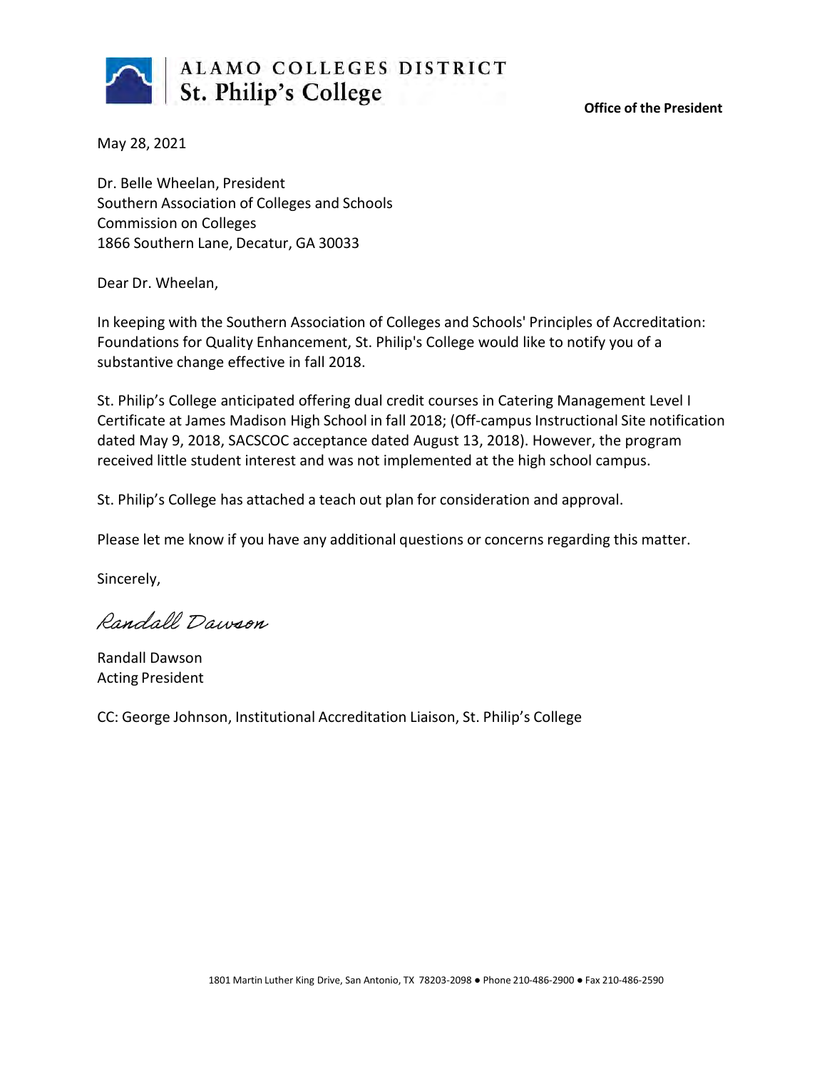**ALAMO COLLEGES DISTRICT**
**St. Philip's College**

**Office of the President**

May 28, 2021

Dr. Belle Wheelan, President
Southern Association of Colleges and Schools
Commission on Colleges
1866 Southern Lane, Decatur, GA 30033

Dear Dr. Wheelan,

In keeping with the Southern Association of Colleges and Schools' Principles of Accreditation: Foundations for Quality Enhancement, St. Philip's College would like to notify you of a substantive change effective in fall 2018.

St. Philip's College anticipated offering dual credit courses in Catering Management Level I Certificate at James Madison High School in fall 2018; (Off-campus Instructional Site notification dated May 9, 2018, SACSCOC acceptance dated August 13, 2018). However, the program received little student interest and was not implemented at the high school campus.

St. Philip's College has attached a teach out plan for consideration and approval.

Please let me know if you have any additional questions or concerns regarding this matter.

Sincerely,

*Randall Dawson*

Randall Dawson
Acting President

CC: George Johnson, Institutional Accreditation Liaison, St. Philip's College

1801 Martin Luther King Drive, San Antonio, TX 78203-2098 ● Phone 210-486-2900 ● Fax 210-486-2590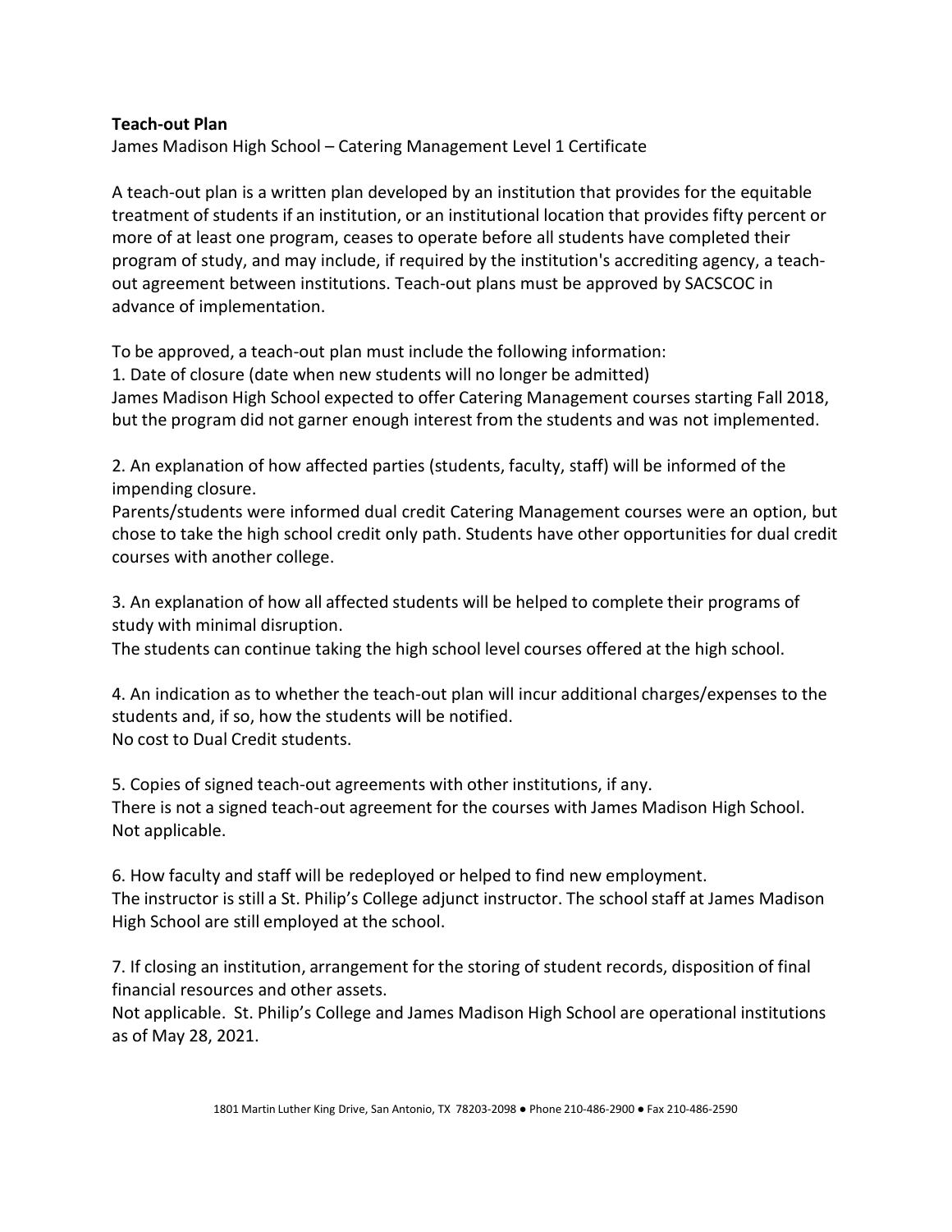**Teach-out Plan**

James Madison High School – Catering Management Level 1 Certificate

A teach-out plan is a written plan developed by an institution that provides for the equitable treatment of students if an institution, or an institutional location that provides fifty percent or more of at least one program, ceases to operate before all students have completed their program of study, and may include, if required by the institution's accrediting agency, a teach-out agreement between institutions. Teach-out plans must be approved by SACSCOC in advance of implementation.

To be approved, a teach-out plan must include the following information:

1. Date of closure (date when new students will no longer be admitted)

James Madison High School expected to offer Catering Management courses starting Fall 2018, but the program did not garner enough interest from the students and was not implemented.

2. An explanation of how affected parties (students, faculty, staff) will be informed of the impending closure.

Parents/students were informed dual credit Catering Management courses were an option, but chose to take the high school credit only path. Students have other opportunities for dual credit courses with another college.

3. An explanation of how all affected students will be helped to complete their programs of study with minimal disruption.

The students can continue taking the high school level courses offered at the high school.

4. An indication as to whether the teach-out plan will incur additional charges/expenses to the students and, if so, how the students will be notified.

No cost to Dual Credit students.

5. Copies of signed teach-out agreements with other institutions, if any.

There is not a signed teach-out agreement for the courses with James Madison High School. Not applicable.

6. How faculty and staff will be redeployed or helped to find new employment.

The instructor is still a St. Philip's College adjunct instructor. The school staff at James Madison High School are still employed at the school.

7. If closing an institution, arrangement for the storing of student records, disposition of final financial resources and other assets.

Not applicable. St. Philip's College and James Madison High School are operational institutions as of May 28, 2021.

1801 Martin Luther King Drive, San Antonio, TX 78203-2098 ● Phone 210-486-2900 ● Fax 210-486-2590